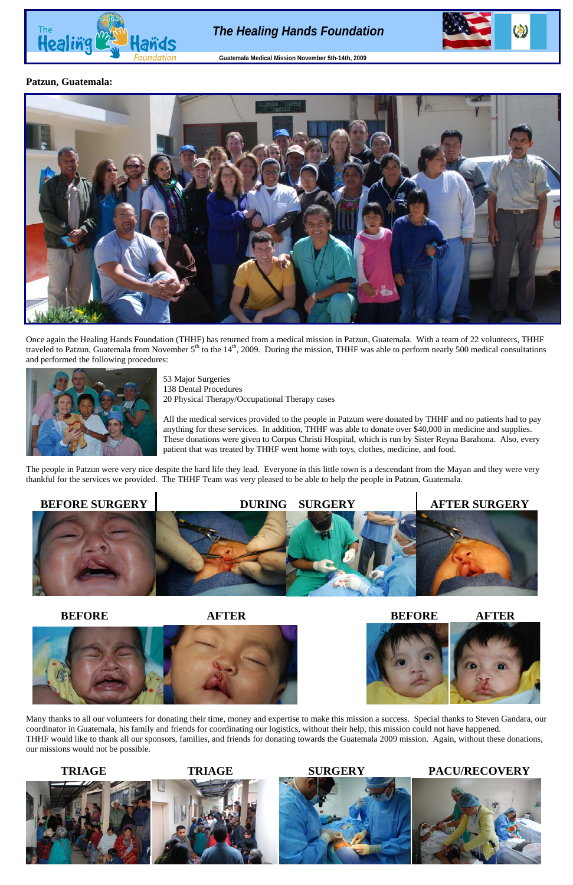# The Healing Hands Foundation

Guatemala Medical Mission November 5th-14th, 2009

**Patzun, Guatemala:**

Once again the Healing Hands Foundation (THHF) has returned from a medical mission in Patzun, Guatemala. With a team of 22 volunteers, THHF traveled to Patzun, Guatemala from November 5th to the 14th, 2009. During the mission, THHF was able to perform nearly 500 medical consultations and performed the following procedures:

53 Major Surgeries
138 Dental Procedures
20 Physical Therapy/Occupational Therapy cases

All the medical services provided to the people in Patzum were donated by THHF and no patients had to pay anything for these services. In addition, THHF was able to donate over $40,000 in medicine and supplies. These donations were given to Corpus Christi Hospital, which is run by Sister Reyna Barahona. Also, every patient that was treated by THHF went home with toys, clothes, medicine, and food.

The people in Patzun were very nice despite the hard life they lead. Everyone in this little town is a descendant from the Mayan and they were very thankful for the services we provided. The THHF Team was very pleased to be able to help the people in Patzun, Guatemala.

**BEFORE SURGERY** | **DURING SURGERY** | **AFTER SURGERY**

**BEFORE** | **AFTER** | **BEFORE** | **AFTER**

Many thanks to all our volunteers for donating their time, money and expertise to make this mission a success. Special thanks to Steven Gandara, our coordinator in Guatemala, his family and friends for coordinating our logistics, without their help, this mission could not have happened.
THHF would like to thank all our sponsors, families, and friends for donating towards the Guatemala 2009 mission. Again, without these donations, our missions would not be possible.

**TRIAGE** | **TRIAGE** | **SURGERY** | **PACU/RECOVERY**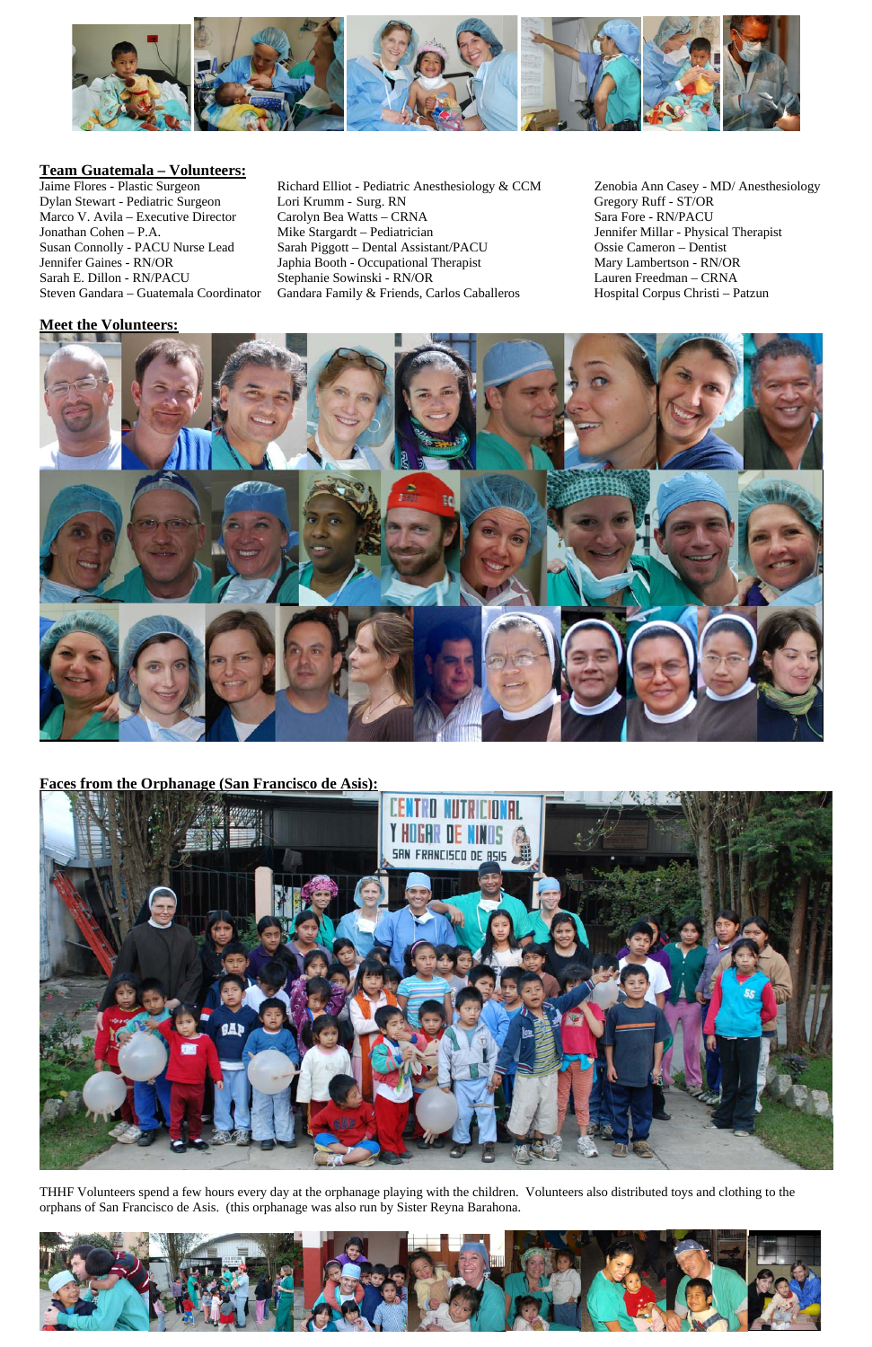## Team Guatemala – Volunteers:

Jaime Flores - Plastic Surgeon
Dylan Stewart - Pediatric Surgeon
Marco V. Avila – Executive Director
Jonathan Cohen – P.A.
Susan Connolly - PACU Nurse Lead
Jennifer Gaines - RN/OR
Sarah E. Dillon - RN/PACU
Steven Gandara – Guatemala Coordinator

Richard Elliot - Pediatric Anesthesiology & CCM
Lori Krumm - Surg. RN
Carolyn Bea Watts – CRNA
Mike Stargardt – Pediatrician
Sarah Piggott – Dental Assistant/PACU
Japhia Booth - Occupational Therapist
Stephanie Sowinski - RN/OR
Gandara Family & Friends, Carlos Caballeros

Zenobia Ann Casey - MD/ Anesthesiology
Gregory Ruff - ST/OR
Sara Fore - RN/PACU
Jennifer Millar - Physical Therapist
Ossie Cameron – Dentist
Mary Lambertson - RN/OR
Lauren Freedman – CRNA
Hospital Corpus Christi – Patzun

## Meet the Volunteers:

## Faces from the Orphanage (San Francisco de Asis):

THHF Volunteers spend a few hours every day at the orphanage playing with the children. Volunteers also distributed toys and clothing to the orphans of San Francisco de Asis. (this orphanage was also run by Sister Reyna Barahona.